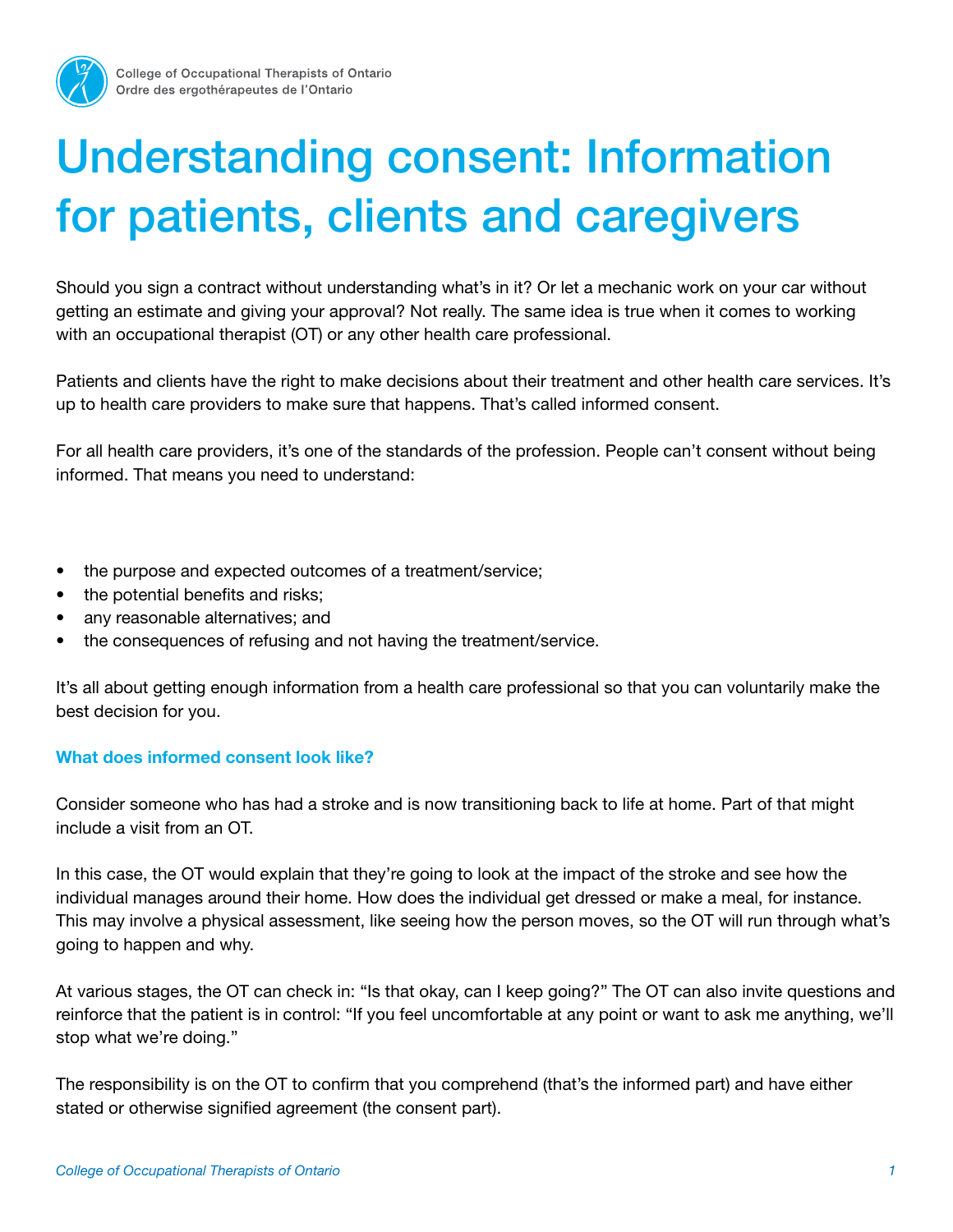College of Occupational Therapists of Ontario
Ordre des ergothérapeutes de l'Ontario

# Understanding consent: Information for patients, clients and caregivers

Should you sign a contract without understanding what's in it? Or let a mechanic work on your car without getting an estimate and giving your approval? Not really. The same idea is true when it comes to working with an occupational therapist (OT) or any other health care professional.

Patients and clients have the right to make decisions about their treatment and other health care services. It's up to health care providers to make sure that happens. That's called informed consent.

For all health care providers, it's one of the standards of the profession. People can't consent without being informed. That means you need to understand:

- the purpose and expected outcomes of a treatment/service;
- the potential benefits and risks;
- any reasonable alternatives; and
- the consequences of refusing and not having the treatment/service.

It's all about getting enough information from a health care professional so that you can voluntarily make the best decision for you.

### What does informed consent look like?

Consider someone who has had a stroke and is now transitioning back to life at home. Part of that might include a visit from an OT.

In this case, the OT would explain that they're going to look at the impact of the stroke and see how the individual manages around their home. How does the individual get dressed or make a meal, for instance. This may involve a physical assessment, like seeing how the person moves, so the OT will run through what's going to happen and why.

At various stages, the OT can check in: "Is that okay, can I keep going?" The OT can also invite questions and reinforce that the patient is in control: "If you feel uncomfortable at any point or want to ask me anything, we'll stop what we're doing."

The responsibility is on the OT to confirm that you comprehend (that's the informed part) and have either stated or otherwise signified agreement (the consent part).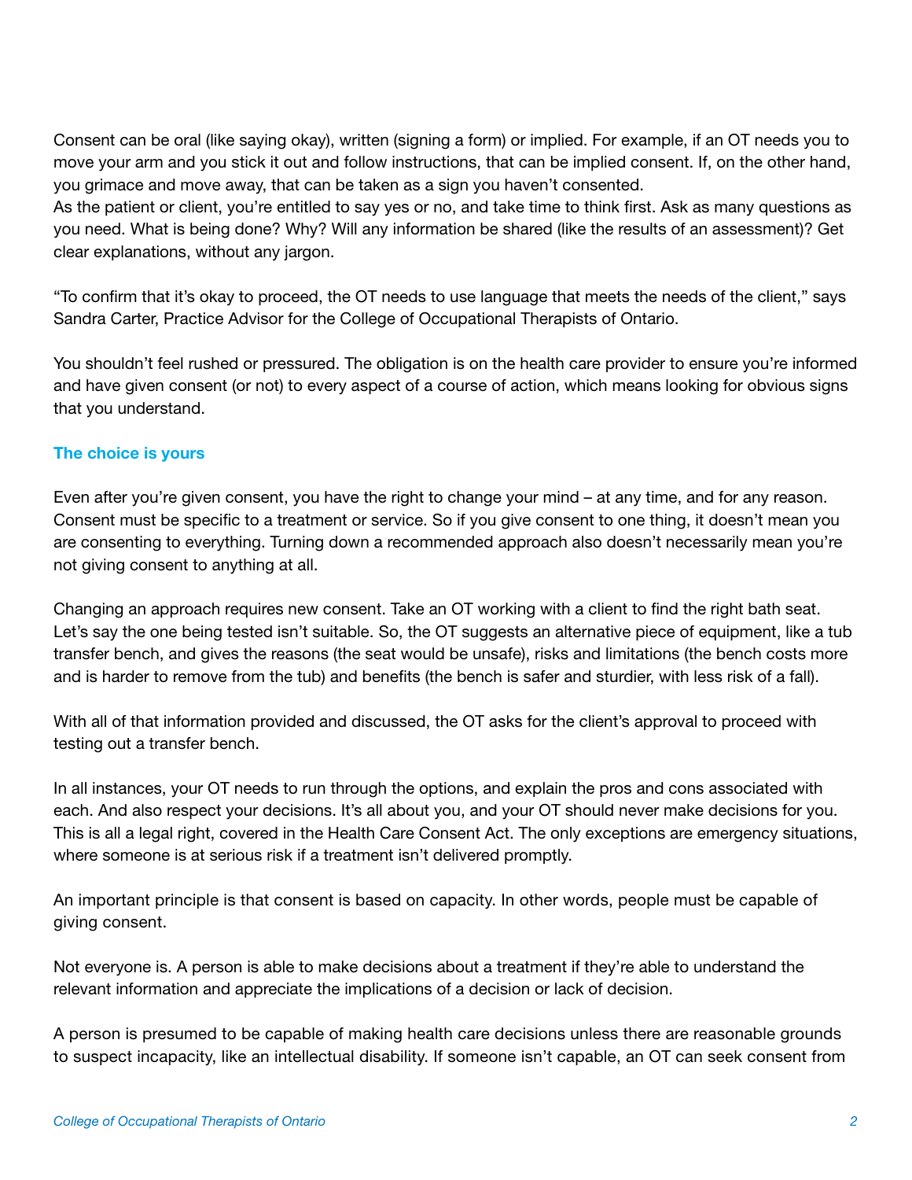Consent can be oral (like saying okay), written (signing a form) or implied. For example, if an OT needs you to move your arm and you stick it out and follow instructions, that can be implied consent. If, on the other hand, you grimace and move away, that can be taken as a sign you haven't consented.
As the patient or client, you're entitled to say yes or no, and take time to think first. Ask as many questions as you need. What is being done? Why? Will any information be shared (like the results of an assessment)? Get clear explanations, without any jargon.

"To confirm that it's okay to proceed, the OT needs to use language that meets the needs of the client," says Sandra Carter, Practice Advisor for the College of Occupational Therapists of Ontario.

You shouldn't feel rushed or pressured. The obligation is on the health care provider to ensure you're informed and have given consent (or not) to every aspect of a course of action, which means looking for obvious signs that you understand.

### The choice is yours

Even after you're given consent, you have the right to change your mind – at any time, and for any reason. Consent must be specific to a treatment or service. So if you give consent to one thing, it doesn't mean you are consenting to everything. Turning down a recommended approach also doesn't necessarily mean you're not giving consent to anything at all.

Changing an approach requires new consent. Take an OT working with a client to find the right bath seat. Let's say the one being tested isn't suitable. So, the OT suggests an alternative piece of equipment, like a tub transfer bench, and gives the reasons (the seat would be unsafe), risks and limitations (the bench costs more and is harder to remove from the tub) and benefits (the bench is safer and sturdier, with less risk of a fall).

With all of that information provided and discussed, the OT asks for the client's approval to proceed with testing out a transfer bench.

In all instances, your OT needs to run through the options, and explain the pros and cons associated with each. And also respect your decisions. It's all about you, and your OT should never make decisions for you. This is all a legal right, covered in the Health Care Consent Act. The only exceptions are emergency situations, where someone is at serious risk if a treatment isn't delivered promptly.

An important principle is that consent is based on capacity. In other words, people must be capable of giving consent.

Not everyone is. A person is able to make decisions about a treatment if they're able to understand the relevant information and appreciate the implications of a decision or lack of decision.

A person is presumed to be capable of making health care decisions unless there are reasonable grounds to suspect incapacity, like an intellectual disability. If someone isn't capable, an OT can seek consent from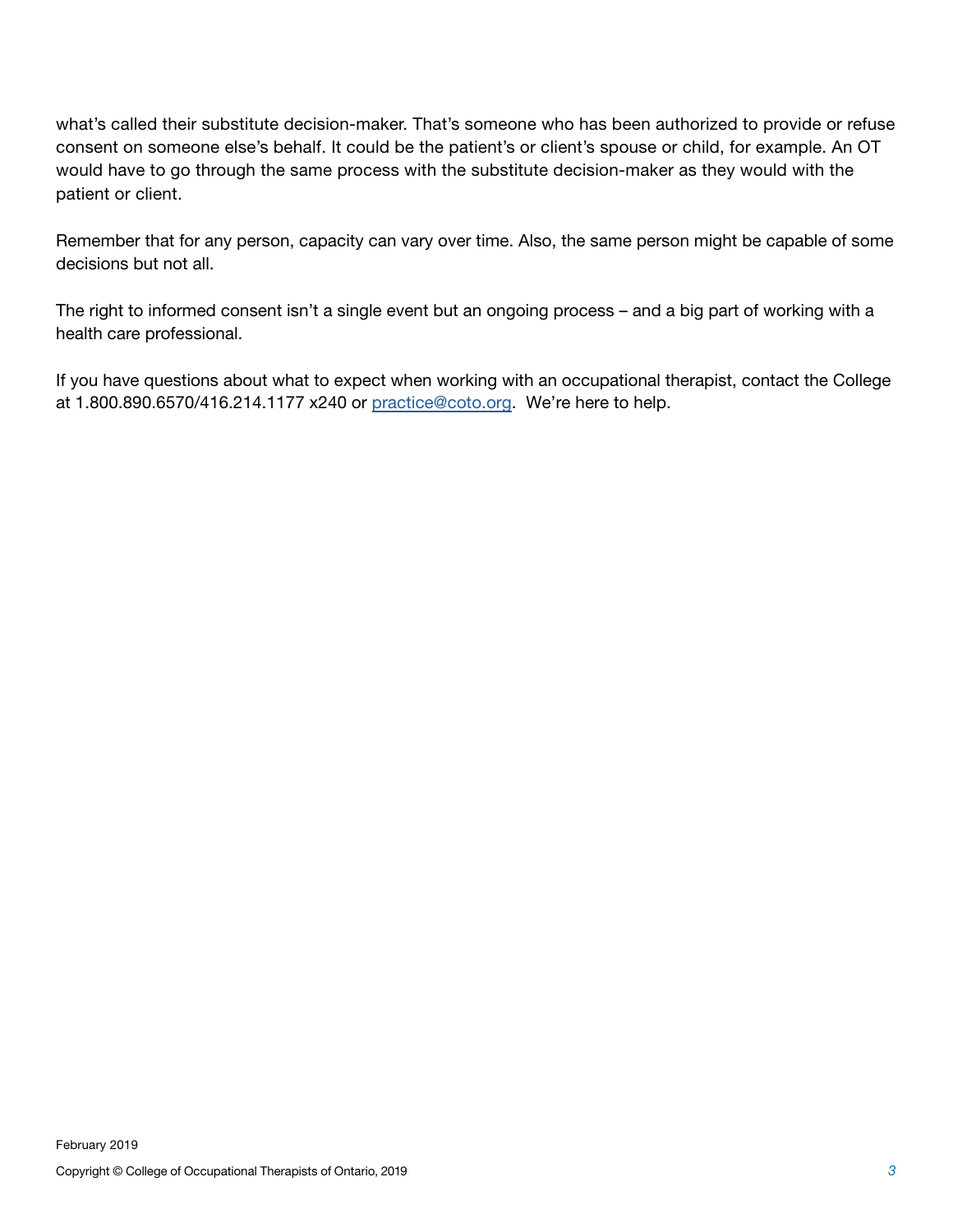what's called their substitute decision-maker. That's someone who has been authorized to provide or refuse consent on someone else's behalf. It could be the patient's or client's spouse or child, for example. An OT would have to go through the same process with the substitute decision-maker as they would with the patient or client.

Remember that for any person, capacity can vary over time. Also, the same person might be capable of some decisions but not all.

The right to informed consent isn't a single event but an ongoing process – and a big part of working with a health care professional.

If you have questions about what to expect when working with an occupational therapist, contact the College at 1.800.890.6570/416.214.1177 x240 or [practice@coto.org](mailto:practice@coto.org). We're here to help.

February 2019

Copyright © College of Occupational Therapists of Ontario, 2019